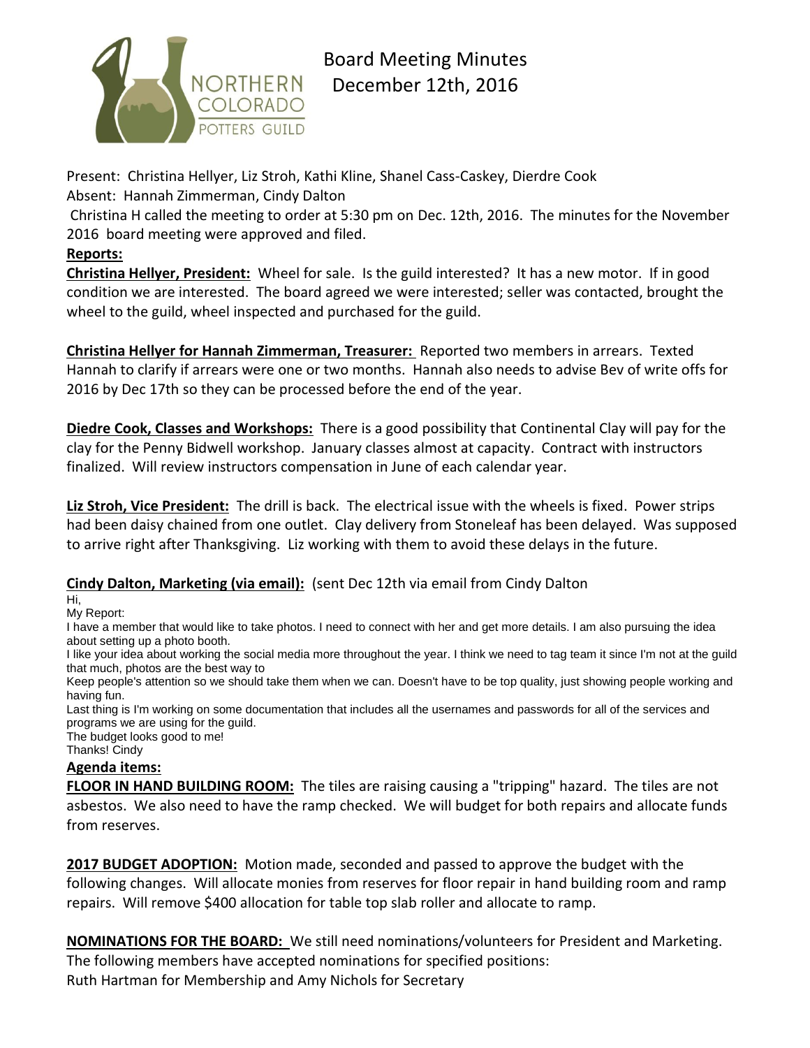# Board Meeting Minutes
## December 12th, 2016

Present: Christina Hellyer, Liz Stroh, Kathi Kline, Shanel Cass-Caskey, Dierdre Cook
Absent: Hannah Zimmerman, Cindy Dalton

Christina H called the meeting to order at 5:30 pm on Dec. 12th, 2016. The minutes for the November 2016 board meeting were approved and filed.

**Reports:**

**Christina Hellyer, President:** Wheel for sale. Is the guild interested? It has a new motor. If in good condition we are interested. The board agreed we were interested; seller was contacted, brought the wheel to the guild, wheel inspected and purchased for the guild.

**Christina Hellyer for Hannah Zimmerman, Treasurer:** Reported two members in arrears. Texted Hannah to clarify if arrears were one or two months. Hannah also needs to advise Bev of write offs for 2016 by Dec 17th so they can be processed before the end of the year.

**Diedre Cook, Classes and Workshops:** There is a good possibility that Continental Clay will pay for the clay for the Penny Bidwell workshop. January classes almost at capacity. Contract with instructors finalized. Will review instructors compensation in June of each calendar year.

**Liz Stroh, Vice President:** The drill is back. The electrical issue with the wheels is fixed. Power strips had been daisy chained from one outlet. Clay delivery from Stoneleaf has been delayed. Was supposed to arrive right after Thanksgiving. Liz working with them to avoid these delays in the future.

**Cindy Dalton, Marketing (via email):** (sent Dec 12th via email from Cindy Dalton

Hi,
My Report:
I have a member that would like to take photos. I need to connect with her and get more details. I am also pursuing the idea about setting up a photo booth.
I like your idea about working the social media more throughout the year. I think we need to tag team it since I'm not at the guild that much, photos are the best way to
Keep people's attention so we should take them when we can. Doesn't have to be top quality, just showing people working and having fun.
Last thing is I'm working on some documentation that includes all the usernames and passwords for all of the services and programs we are using for the guild.
The budget looks good to me!
Thanks! Cindy

**Agenda items:**

**FLOOR IN HAND BUILDING ROOM:** The tiles are raising causing a "tripping" hazard. The tiles are not asbestos. We also need to have the ramp checked. We will budget for both repairs and allocate funds from reserves.

**2017 BUDGET ADOPTION:** Motion made, seconded and passed to approve the budget with the following changes. Will allocate monies from reserves for floor repair in hand building room and ramp repairs. Will remove $400 allocation for table top slab roller and allocate to ramp.

**NOMINATIONS FOR THE BOARD:** We still need nominations/volunteers for President and Marketing. The following members have accepted nominations for specified positions:
Ruth Hartman for Membership and Amy Nichols for Secretary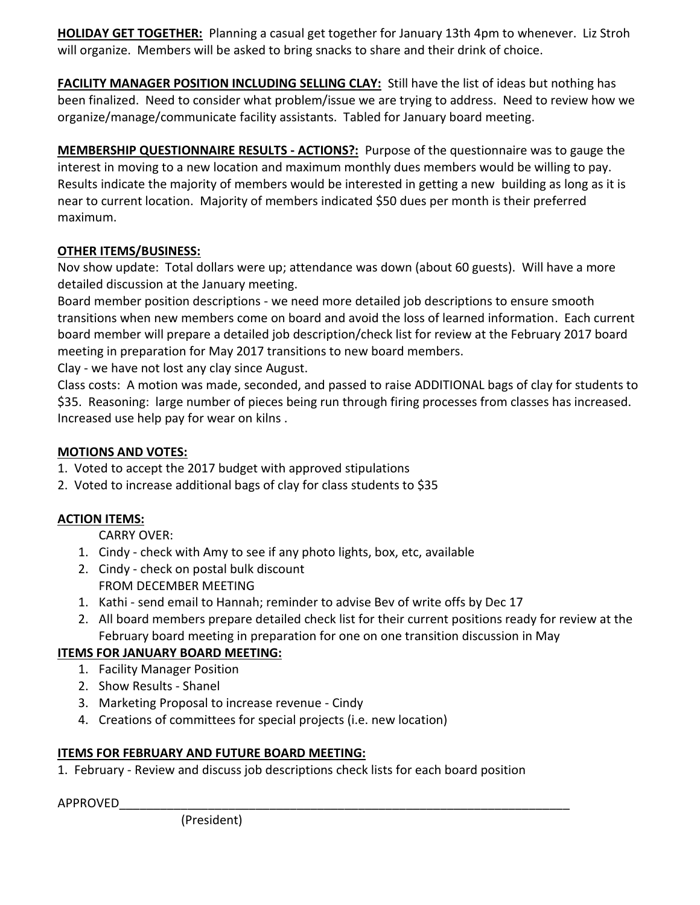**HOLIDAY GET TOGETHER:** Planning a casual get together for January 13th 4pm to whenever. Liz Stroh will organize. Members will be asked to bring snacks to share and their drink of choice.

**FACILITY MANAGER POSITION INCLUDING SELLING CLAY:** Still have the list of ideas but nothing has been finalized. Need to consider what problem/issue we are trying to address. Need to review how we organize/manage/communicate facility assistants. Tabled for January board meeting.

**MEMBERSHIP QUESTIONNAIRE RESULTS - ACTIONS?:** Purpose of the questionnaire was to gauge the interest in moving to a new location and maximum monthly dues members would be willing to pay. Results indicate the majority of members would be interested in getting a new building as long as it is near to current location. Majority of members indicated $50 dues per month is their preferred maximum.

**OTHER ITEMS/BUSINESS:**

Nov show update: Total dollars were up; attendance was down (about 60 guests). Will have a more detailed discussion at the January meeting.

Board member position descriptions - we need more detailed job descriptions to ensure smooth transitions when new members come on board and avoid the loss of learned information. Each current board member will prepare a detailed job description/check list for review at the February 2017 board meeting in preparation for May 2017 transitions to new board members.

Clay - we have not lost any clay since August.

Class costs: A motion was made, seconded, and passed to raise ADDITIONAL bags of clay for students to $35. Reasoning: large number of pieces being run through firing processes from classes has increased. Increased use help pay for wear on kilns .

**MOTIONS AND VOTES:**

1. Voted to accept the 2017 budget with approved stipulations
2. Voted to increase additional bags of clay for class students to $35

**ACTION ITEMS:**

CARRY OVER:

1. Cindy - check with Amy to see if any photo lights, box, etc, available
2. Cindy - check on postal bulk discount

FROM DECEMBER MEETING

1. Kathi - send email to Hannah; reminder to advise Bev of write offs by Dec 17
2. All board members prepare detailed check list for their current positions ready for review at the February board meeting in preparation for one on one transition discussion in May

**ITEMS FOR JANUARY BOARD MEETING:**

1. Facility Manager Position
2. Show Results - Shanel
3. Marketing Proposal to increase revenue - Cindy
4. Creations of committees for special projects (i.e. new location)

**ITEMS FOR FEBRUARY AND FUTURE BOARD MEETING:**

1. February - Review and discuss job descriptions check lists for each board position

APPROVED_____________________________________________________________________

(President)